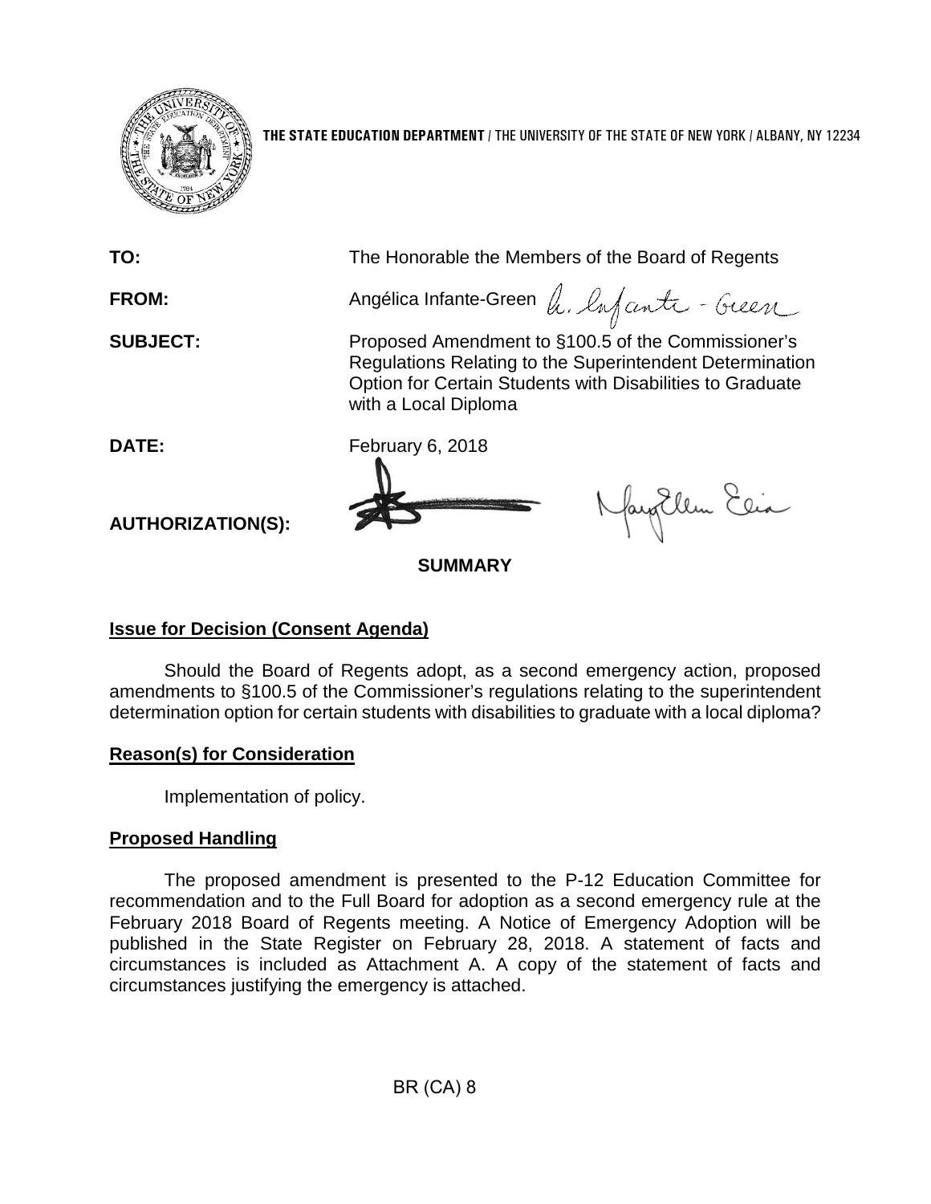**THE STATE EDUCATION DEPARTMENT** / THE UNIVERSITY OF THE STATE OF NEW YORK / ALBANY, NY 12234

**TO:** The Honorable the Members of the Board of Regents

**FROM:** Angélica Infante-Green

**SUBJECT:** Proposed Amendment to §100.5 of the Commissioner's Regulations Relating to the Superintendent Determination Option for Certain Students with Disabilities to Graduate with a Local Diploma

**DATE:** February 6, 2018

**AUTHORIZATION(S):**

## SUMMARY

### Issue for Decision (Consent Agenda)

Should the Board of Regents adopt, as a second emergency action, proposed amendments to §100.5 of the Commissioner's regulations relating to the superintendent determination option for certain students with disabilities to graduate with a local diploma?

### Reason(s) for Consideration

Implementation of policy.

### Proposed Handling

The proposed amendment is presented to the P-12 Education Committee for recommendation and to the Full Board for adoption as a second emergency rule at the February 2018 Board of Regents meeting. A Notice of Emergency Adoption will be published in the State Register on February 28, 2018. A statement of facts and circumstances is included as Attachment A. A copy of the statement of facts and circumstances justifying the emergency is attached.

BR (CA) 8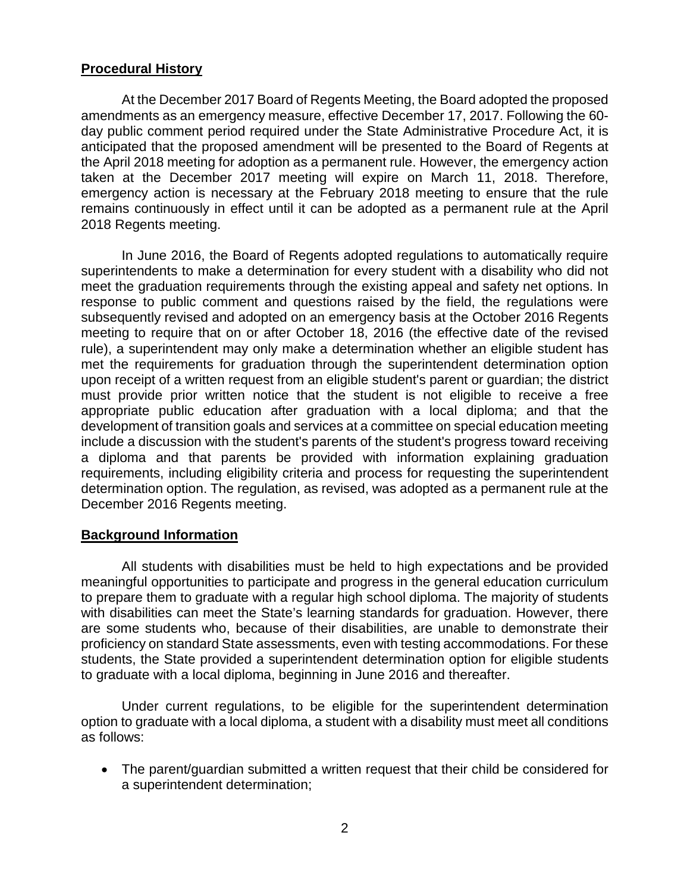**Procedural History**

At the December 2017 Board of Regents Meeting, the Board adopted the proposed amendments as an emergency measure, effective December 17, 2017. Following the 60-day public comment period required under the State Administrative Procedure Act, it is anticipated that the proposed amendment will be presented to the Board of Regents at the April 2018 meeting for adoption as a permanent rule. However, the emergency action taken at the December 2017 meeting will expire on March 11, 2018. Therefore, emergency action is necessary at the February 2018 meeting to ensure that the rule remains continuously in effect until it can be adopted as a permanent rule at the April 2018 Regents meeting.

In June 2016, the Board of Regents adopted regulations to automatically require superintendents to make a determination for every student with a disability who did not meet the graduation requirements through the existing appeal and safety net options. In response to public comment and questions raised by the field, the regulations were subsequently revised and adopted on an emergency basis at the October 2016 Regents meeting to require that on or after October 18, 2016 (the effective date of the revised rule), a superintendent may only make a determination whether an eligible student has met the requirements for graduation through the superintendent determination option upon receipt of a written request from an eligible student's parent or guardian; the district must provide prior written notice that the student is not eligible to receive a free appropriate public education after graduation with a local diploma; and that the development of transition goals and services at a committee on special education meeting include a discussion with the student's parents of the student's progress toward receiving a diploma and that parents be provided with information explaining graduation requirements, including eligibility criteria and process for requesting the superintendent determination option. The regulation, as revised, was adopted as a permanent rule at the December 2016 Regents meeting.

**Background Information**

All students with disabilities must be held to high expectations and be provided meaningful opportunities to participate and progress in the general education curriculum to prepare them to graduate with a regular high school diploma. The majority of students with disabilities can meet the State's learning standards for graduation. However, there are some students who, because of their disabilities, are unable to demonstrate their proficiency on standard State assessments, even with testing accommodations. For these students, the State provided a superintendent determination option for eligible students to graduate with a local diploma, beginning in June 2016 and thereafter.

Under current regulations, to be eligible for the superintendent determination option to graduate with a local diploma, a student with a disability must meet all conditions as follows:

- The parent/guardian submitted a written request that their child be considered for a superintendent determination;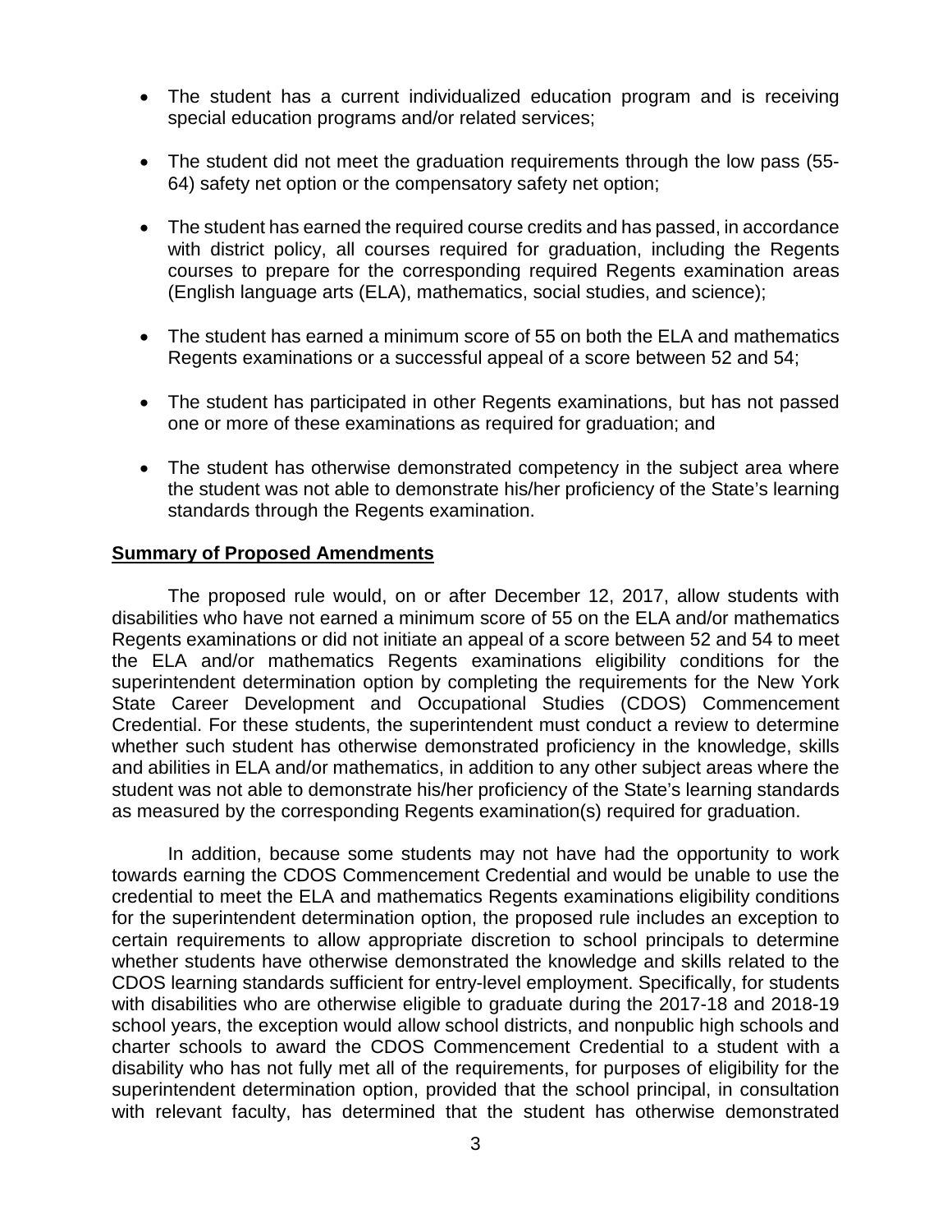- The student has a current individualized education program and is receiving special education programs and/or related services;
- The student did not meet the graduation requirements through the low pass (55-64) safety net option or the compensatory safety net option;
- The student has earned the required course credits and has passed, in accordance with district policy, all courses required for graduation, including the Regents courses to prepare for the corresponding required Regents examination areas (English language arts (ELA), mathematics, social studies, and science);
- The student has earned a minimum score of 55 on both the ELA and mathematics Regents examinations or a successful appeal of a score between 52 and 54;
- The student has participated in other Regents examinations, but has not passed one or more of these examinations as required for graduation; and
- The student has otherwise demonstrated competency in the subject area where the student was not able to demonstrate his/her proficiency of the State's learning standards through the Regents examination.

**Summary of Proposed Amendments**

The proposed rule would, on or after December 12, 2017, allow students with disabilities who have not earned a minimum score of 55 on the ELA and/or mathematics Regents examinations or did not initiate an appeal of a score between 52 and 54 to meet the ELA and/or mathematics Regents examinations eligibility conditions for the superintendent determination option by completing the requirements for the New York State Career Development and Occupational Studies (CDOS) Commencement Credential. For these students, the superintendent must conduct a review to determine whether such student has otherwise demonstrated proficiency in the knowledge, skills and abilities in ELA and/or mathematics, in addition to any other subject areas where the student was not able to demonstrate his/her proficiency of the State's learning standards as measured by the corresponding Regents examination(s) required for graduation.

In addition, because some students may not have had the opportunity to work towards earning the CDOS Commencement Credential and would be unable to use the credential to meet the ELA and mathematics Regents examinations eligibility conditions for the superintendent determination option, the proposed rule includes an exception to certain requirements to allow appropriate discretion to school principals to determine whether students have otherwise demonstrated the knowledge and skills related to the CDOS learning standards sufficient for entry-level employment. Specifically, for students with disabilities who are otherwise eligible to graduate during the 2017-18 and 2018-19 school years, the exception would allow school districts, and nonpublic high schools and charter schools to award the CDOS Commencement Credential to a student with a disability who has not fully met all of the requirements, for purposes of eligibility for the superintendent determination option, provided that the school principal, in consultation with relevant faculty, has determined that the student has otherwise demonstrated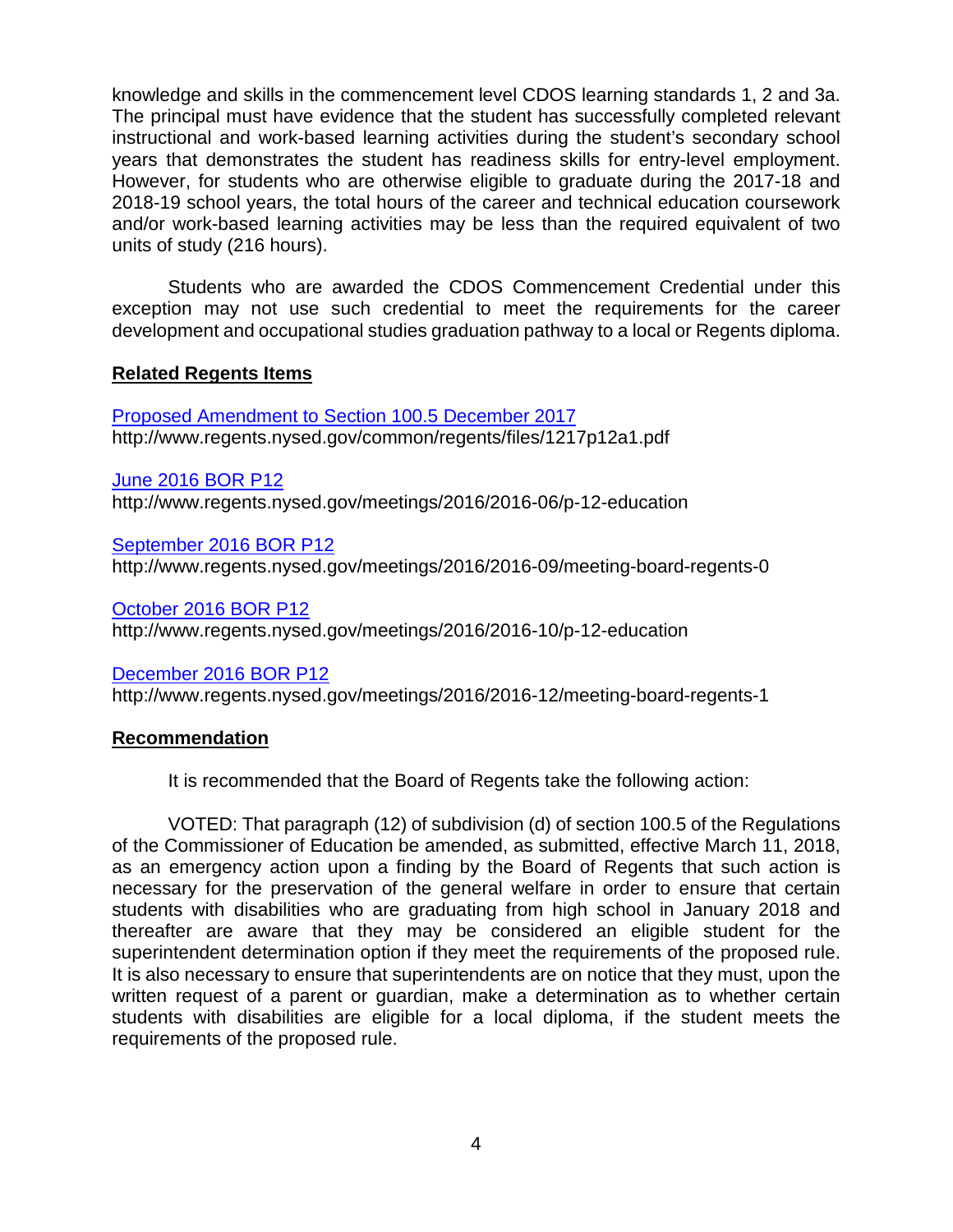knowledge and skills in the commencement level CDOS learning standards 1, 2 and 3a. The principal must have evidence that the student has successfully completed relevant instructional and work-based learning activities during the student's secondary school years that demonstrates the student has readiness skills for entry-level employment. However, for students who are otherwise eligible to graduate during the 2017-18 and 2018-19 school years, the total hours of the career and technical education coursework and/or work-based learning activities may be less than the required equivalent of two units of study (216 hours).

Students who are awarded the CDOS Commencement Credential under this exception may not use such credential to meet the requirements for the career development and occupational studies graduation pathway to a local or Regents diploma.

## Related Regents Items

[Proposed Amendment to Section 100.5 December 2017](http://www.regents.nysed.gov/common/regents/files/1217p12a1.pdf)
http://www.regents.nysed.gov/common/regents/files/1217p12a1.pdf

[June 2016 BOR P12](http://www.regents.nysed.gov/meetings/2016/2016-06/p-12-education)
http://www.regents.nysed.gov/meetings/2016/2016-06/p-12-education

[September 2016 BOR P12](http://www.regents.nysed.gov/meetings/2016/2016-09/meeting-board-regents-0)
http://www.regents.nysed.gov/meetings/2016/2016-09/meeting-board-regents-0

[October 2016 BOR P12](http://www.regents.nysed.gov/meetings/2016/2016-10/p-12-education)
http://www.regents.nysed.gov/meetings/2016/2016-10/p-12-education

[December 2016 BOR P12](http://www.regents.nysed.gov/meetings/2016/2016-12/meeting-board-regents-1)
http://www.regents.nysed.gov/meetings/2016/2016-12/meeting-board-regents-1

## Recommendation

It is recommended that the Board of Regents take the following action:

VOTED: That paragraph (12) of subdivision (d) of section 100.5 of the Regulations of the Commissioner of Education be amended, as submitted, effective March 11, 2018, as an emergency action upon a finding by the Board of Regents that such action is necessary for the preservation of the general welfare in order to ensure that certain students with disabilities who are graduating from high school in January 2018 and thereafter are aware that they may be considered an eligible student for the superintendent determination option if they meet the requirements of the proposed rule. It is also necessary to ensure that superintendents are on notice that they must, upon the written request of a parent or guardian, make a determination as to whether certain students with disabilities are eligible for a local diploma, if the student meets the requirements of the proposed rule.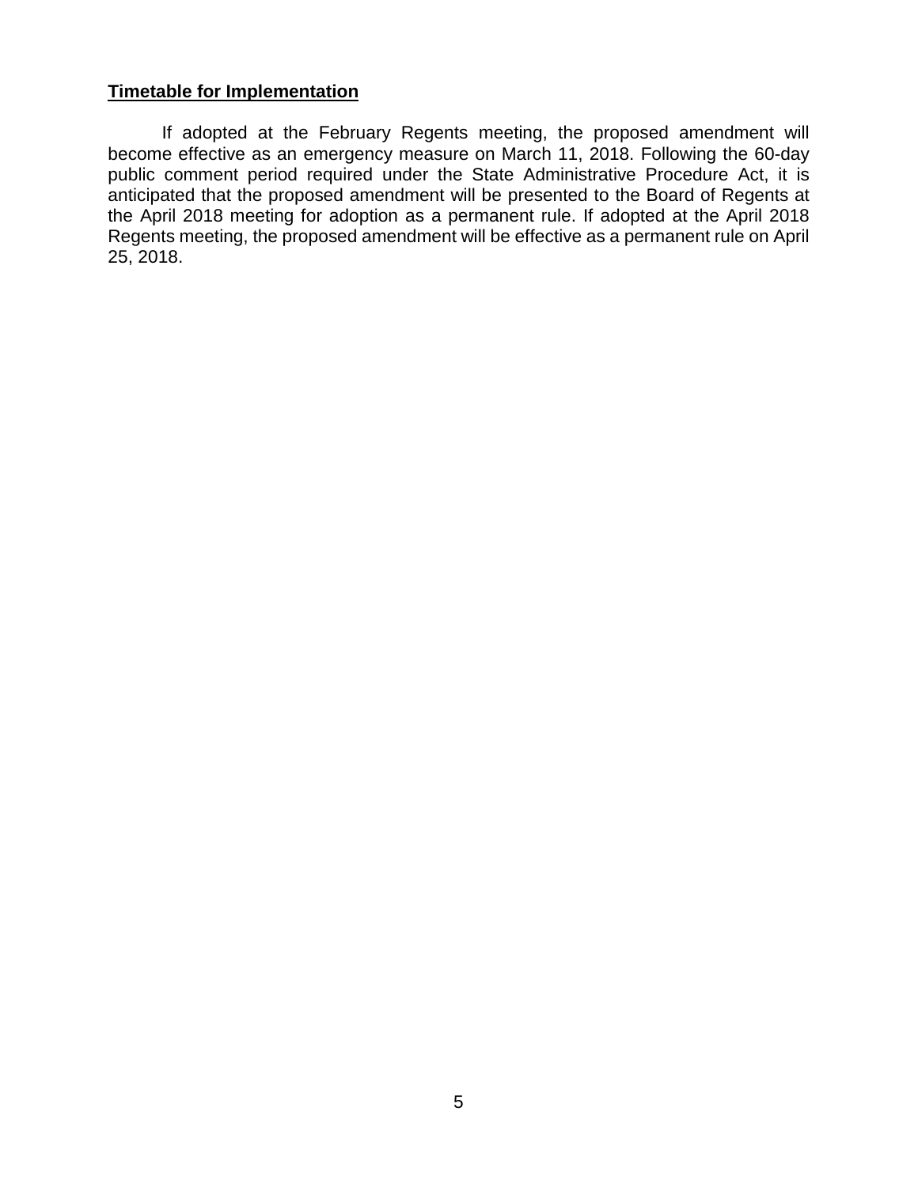**Timetable for Implementation**

If adopted at the February Regents meeting, the proposed amendment will become effective as an emergency measure on March 11, 2018. Following the 60-day public comment period required under the State Administrative Procedure Act, it is anticipated that the proposed amendment will be presented to the Board of Regents at the April 2018 meeting for adoption as a permanent rule. If adopted at the April 2018 Regents meeting, the proposed amendment will be effective as a permanent rule on April 25, 2018.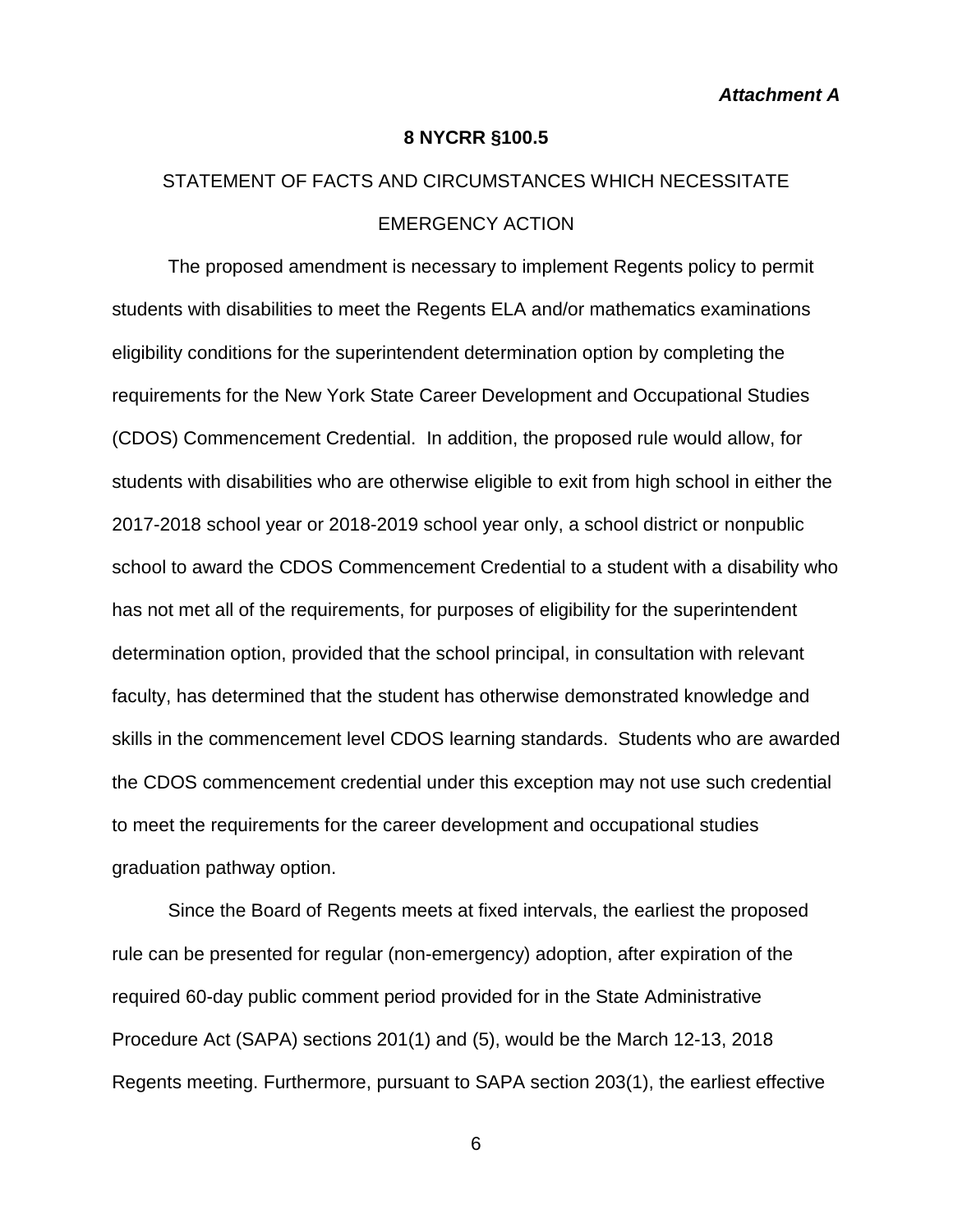*Attachment A*

**8 NYCRR §100.5**

STATEMENT OF FACTS AND CIRCUMSTANCES WHICH NECESSITATE EMERGENCY ACTION

The proposed amendment is necessary to implement Regents policy to permit students with disabilities to meet the Regents ELA and/or mathematics examinations eligibility conditions for the superintendent determination option by completing the requirements for the New York State Career Development and Occupational Studies (CDOS) Commencement Credential. In addition, the proposed rule would allow, for students with disabilities who are otherwise eligible to exit from high school in either the 2017-2018 school year or 2018-2019 school year only, a school district or nonpublic school to award the CDOS Commencement Credential to a student with a disability who has not met all of the requirements, for purposes of eligibility for the superintendent determination option, provided that the school principal, in consultation with relevant faculty, has determined that the student has otherwise demonstrated knowledge and skills in the commencement level CDOS learning standards. Students who are awarded the CDOS commencement credential under this exception may not use such credential to meet the requirements for the career development and occupational studies graduation pathway option.

Since the Board of Regents meets at fixed intervals, the earliest the proposed rule can be presented for regular (non-emergency) adoption, after expiration of the required 60-day public comment period provided for in the State Administrative Procedure Act (SAPA) sections 201(1) and (5), would be the March 12-13, 2018 Regents meeting. Furthermore, pursuant to SAPA section 203(1), the earliest effective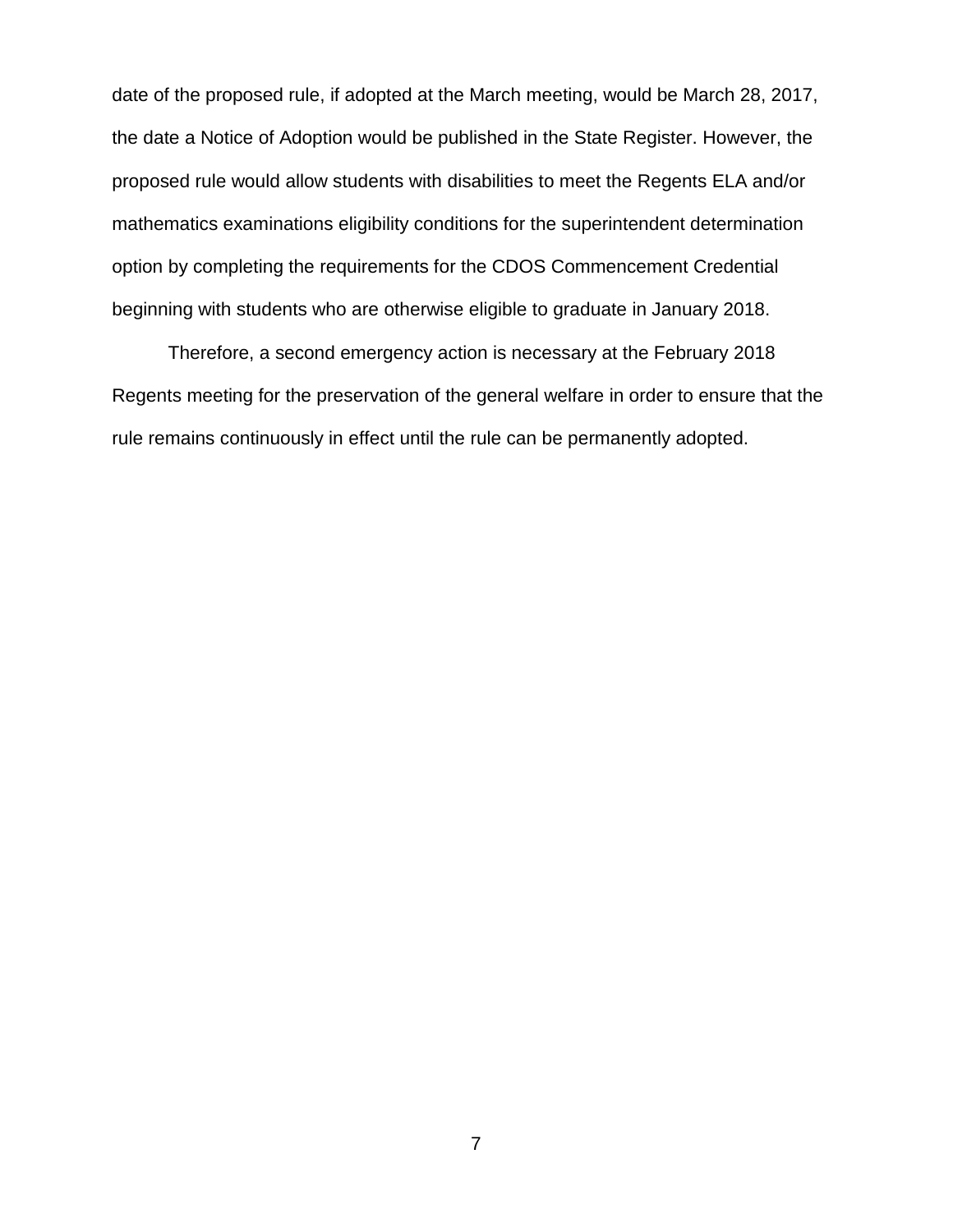date of the proposed rule, if adopted at the March meeting, would be March 28, 2017, the date a Notice of Adoption would be published in the State Register. However, the proposed rule would allow students with disabilities to meet the Regents ELA and/or mathematics examinations eligibility conditions for the superintendent determination option by completing the requirements for the CDOS Commencement Credential beginning with students who are otherwise eligible to graduate in January 2018.

Therefore, a second emergency action is necessary at the February 2018 Regents meeting for the preservation of the general welfare in order to ensure that the rule remains continuously in effect until the rule can be permanently adopted.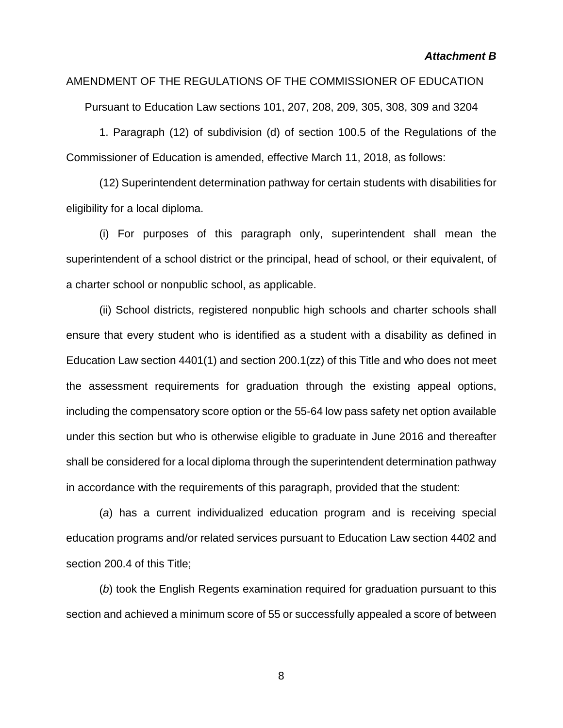***Attachment B***

AMENDMENT OF THE REGULATIONS OF THE COMMISSIONER OF EDUCATION

Pursuant to Education Law sections 101, 207, 208, 209, 305, 308, 309 and 3204

1. Paragraph (12) of subdivision (d) of section 100.5 of the Regulations of the Commissioner of Education is amended, effective March 11, 2018, as follows:

(12) Superintendent determination pathway for certain students with disabilities for eligibility for a local diploma.

(i) For purposes of this paragraph only, superintendent shall mean the superintendent of a school district or the principal, head of school, or their equivalent, of a charter school or nonpublic school, as applicable.

(ii) School districts, registered nonpublic high schools and charter schools shall ensure that every student who is identified as a student with a disability as defined in Education Law section 4401(1) and section 200.1(zz) of this Title and who does not meet the assessment requirements for graduation through the existing appeal options, including the compensatory score option or the 55-64 low pass safety net option available under this section but who is otherwise eligible to graduate in June 2016 and thereafter shall be considered for a local diploma through the superintendent determination pathway in accordance with the requirements of this paragraph, provided that the student:

(*a*) has a current individualized education program and is receiving special education programs and/or related services pursuant to Education Law section 4402 and section 200.4 of this Title;

(*b*) took the English Regents examination required for graduation pursuant to this section and achieved a minimum score of 55 or successfully appealed a score of between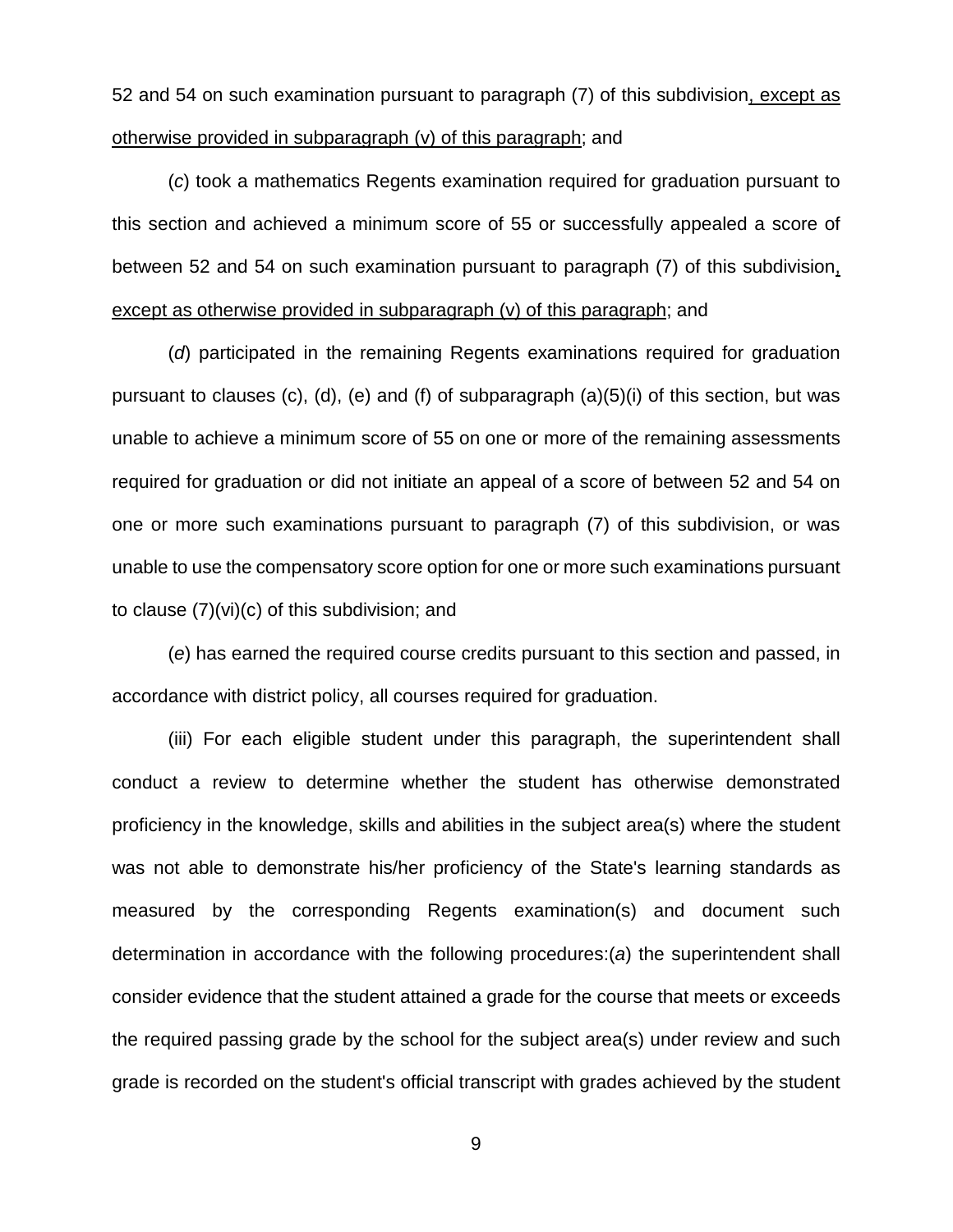52 and 54 on such examination pursuant to paragraph (7) of this subdivision, except as otherwise provided in subparagraph (v) of this paragraph; and

(*c*) took a mathematics Regents examination required for graduation pursuant to this section and achieved a minimum score of 55 or successfully appealed a score of between 52 and 54 on such examination pursuant to paragraph (7) of this subdivision, except as otherwise provided in subparagraph (v) of this paragraph; and

(*d*) participated in the remaining Regents examinations required for graduation pursuant to clauses (c), (d), (e) and (f) of subparagraph (a)(5)(i) of this section, but was unable to achieve a minimum score of 55 on one or more of the remaining assessments required for graduation or did not initiate an appeal of a score of between 52 and 54 on one or more such examinations pursuant to paragraph (7) of this subdivision, or was unable to use the compensatory score option for one or more such examinations pursuant to clause (7)(vi)(c) of this subdivision; and

(*e*) has earned the required course credits pursuant to this section and passed, in accordance with district policy, all courses required for graduation.

(iii) For each eligible student under this paragraph, the superintendent shall conduct a review to determine whether the student has otherwise demonstrated proficiency in the knowledge, skills and abilities in the subject area(s) where the student was not able to demonstrate his/her proficiency of the State's learning standards as measured by the corresponding Regents examination(s) and document such determination in accordance with the following procedures:(*a*) the superintendent shall consider evidence that the student attained a grade for the course that meets or exceeds the required passing grade by the school for the subject area(s) under review and such grade is recorded on the student's official transcript with grades achieved by the student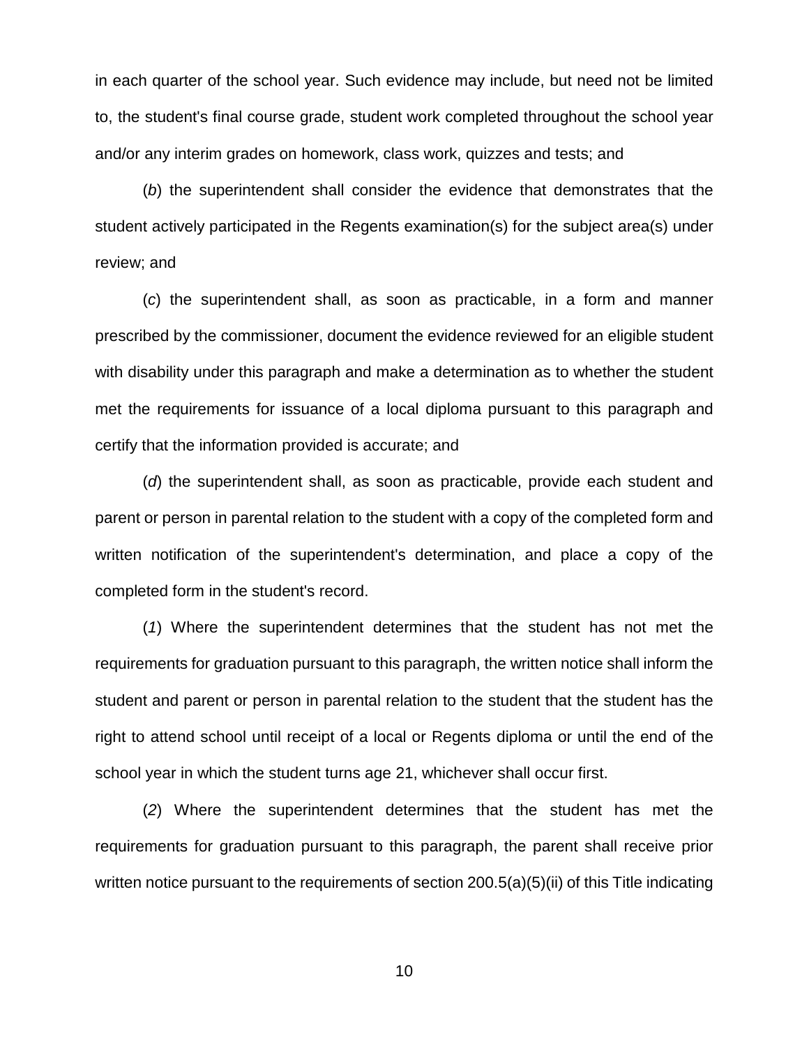in each quarter of the school year. Such evidence may include, but need not be limited to, the student's final course grade, student work completed throughout the school year and/or any interim grades on homework, class work, quizzes and tests; and

(*b*) the superintendent shall consider the evidence that demonstrates that the student actively participated in the Regents examination(s) for the subject area(s) under review; and

(*c*) the superintendent shall, as soon as practicable, in a form and manner prescribed by the commissioner, document the evidence reviewed for an eligible student with disability under this paragraph and make a determination as to whether the student met the requirements for issuance of a local diploma pursuant to this paragraph and certify that the information provided is accurate; and

(*d*) the superintendent shall, as soon as practicable, provide each student and parent or person in parental relation to the student with a copy of the completed form and written notification of the superintendent's determination, and place a copy of the completed form in the student's record.

(*1*) Where the superintendent determines that the student has not met the requirements for graduation pursuant to this paragraph, the written notice shall inform the student and parent or person in parental relation to the student that the student has the right to attend school until receipt of a local or Regents diploma or until the end of the school year in which the student turns age 21, whichever shall occur first.

(*2*) Where the superintendent determines that the student has met the requirements for graduation pursuant to this paragraph, the parent shall receive prior written notice pursuant to the requirements of section 200.5(a)(5)(ii) of this Title indicating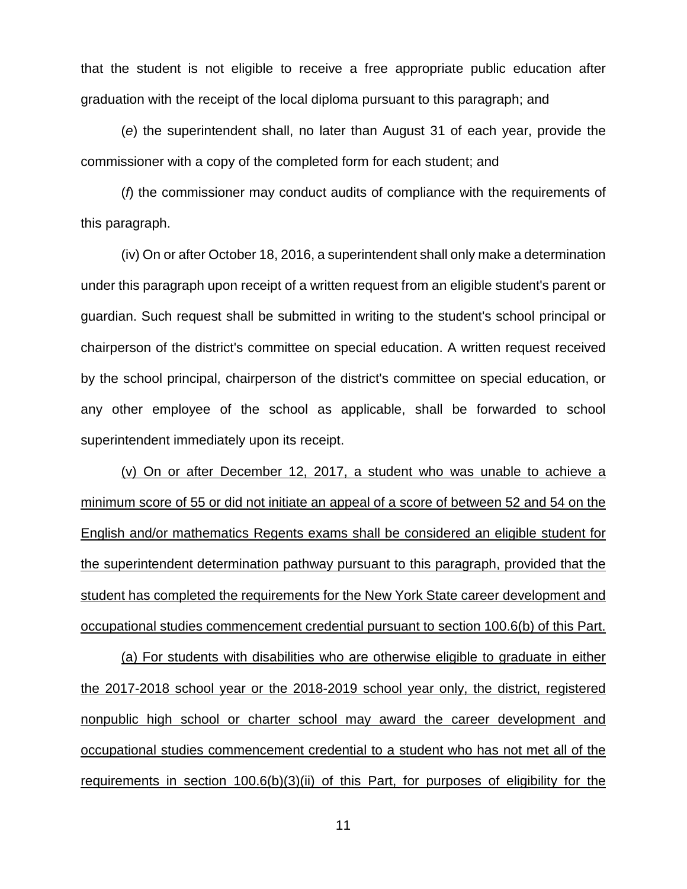that the student is not eligible to receive a free appropriate public education after graduation with the receipt of the local diploma pursuant to this paragraph; and

(*e*) the superintendent shall, no later than August 31 of each year, provide the commissioner with a copy of the completed form for each student; and

(*f*) the commissioner may conduct audits of compliance with the requirements of this paragraph.

(iv) On or after October 18, 2016, a superintendent shall only make a determination under this paragraph upon receipt of a written request from an eligible student's parent or guardian. Such request shall be submitted in writing to the student's school principal or chairperson of the district's committee on special education. A written request received by the school principal, chairperson of the district's committee on special education, or any other employee of the school as applicable, shall be forwarded to school superintendent immediately upon its receipt.

<u>(v) On or after December 12, 2017, a student who was unable to achieve a minimum score of 55 or did not initiate an appeal of a score of between 52 and 54 on the English and/or mathematics Regents exams shall be considered an eligible student for the superintendent determination pathway pursuant to this paragraph, provided that the student has completed the requirements for the New York State career development and occupational studies commencement credential pursuant to section 100.6(b) of this Part.</u>

<u>(a) For students with disabilities who are otherwise eligible to graduate in either the 2017-2018 school year or the 2018-2019 school year only, the district, registered nonpublic high school or charter school may award the career development and occupational studies commencement credential to a student who has not met all of the requirements in section 100.6(b)(3)(ii) of this Part, for purposes of eligibility for the</u>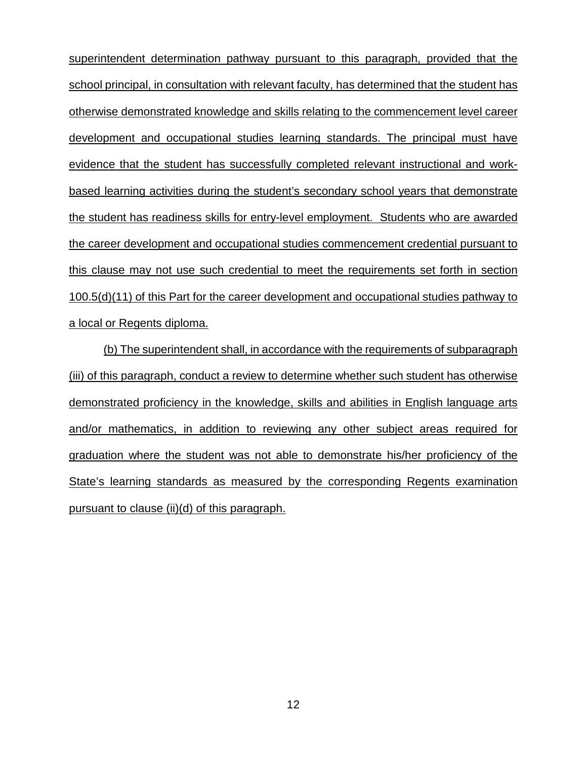superintendent determination pathway pursuant to this paragraph, provided that the school principal, in consultation with relevant faculty, has determined that the student has otherwise demonstrated knowledge and skills relating to the commencement level career development and occupational studies learning standards. The principal must have evidence that the student has successfully completed relevant instructional and work-based learning activities during the student's secondary school years that demonstrate the student has readiness skills for entry-level employment. Students who are awarded the career development and occupational studies commencement credential pursuant to this clause may not use such credential to meet the requirements set forth in section 100.5(d)(11) of this Part for the career development and occupational studies pathway to a local or Regents diploma.

(b) The superintendent shall, in accordance with the requirements of subparagraph (iii) of this paragraph, conduct a review to determine whether such student has otherwise demonstrated proficiency in the knowledge, skills and abilities in English language arts and/or mathematics, in addition to reviewing any other subject areas required for graduation where the student was not able to demonstrate his/her proficiency of the State's learning standards as measured by the corresponding Regents examination pursuant to clause (ii)(d) of this paragraph.